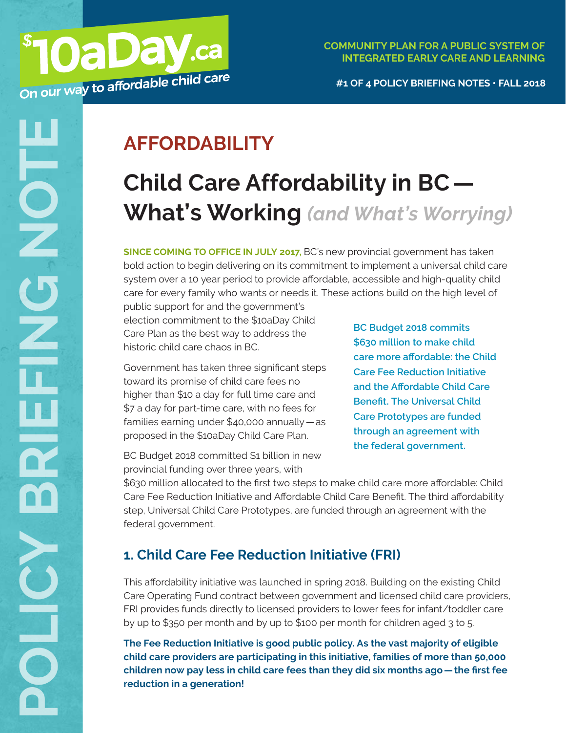$10aDay.ca

*On our way to affordable child care*

**COMMUNITY PLAN FOR A PUBLIC SYSTEM OF INTEGRATED EARLY CARE AND LEARNING**

**#1 OF 4 POLICY BRIEFING NOTES · FALL 2018**

POLICY BRIEFING NOTE

## AFFORDABILITY

# Child Care Affordability in BC — What's Working *(and What's Worrying)*

**SINCE COMING TO OFFICE IN JULY 2017,** BC's new provincial government has taken bold action to begin delivering on its commitment to implement a universal child care system over a 10 year period to provide affordable, accessible and high-quality child care for every family who wants or needs it. These actions build on the high level of public support for and the government's election commitment to the $10aDay Child Care Plan as the best way to address the historic child care chaos in BC.

Government has taken three significant steps toward its promise of child care fees no higher than $10 a day for full time care and $7 a day for part-time care, with no fees for families earning under $40,000 annually — as proposed in the $10aDay Child Care Plan.

**BC Budget 2018 commits $630 million to make child care more affordable: the Child Care Fee Reduction Initiative and the Affordable Child Care Benefit. The Universal Child Care Prototypes are funded through an agreement with the federal government.**

BC Budget 2018 committed $1 billion in new provincial funding over three years, with $630 million allocated to the first two steps to make child care more affordable: Child Care Fee Reduction Initiative and Affordable Child Care Benefit. The third affordability step, Universal Child Care Prototypes, are funded through an agreement with the federal government.

## 1. Child Care Fee Reduction Initiative (FRI)

This affordability initiative was launched in spring 2018. Building on the existing Child Care Operating Fund contract between government and licensed child care providers, FRI provides funds directly to licensed providers to lower fees for infant/toddler care by up to $350 per month and by up to $100 per month for children aged 3 to 5.

**The Fee Reduction Initiative is good public policy. As the vast majority of eligible child care providers are participating in this initiative, families of more than 50,000 children now pay less in child care fees than they did six months ago — the first fee reduction in a generation!**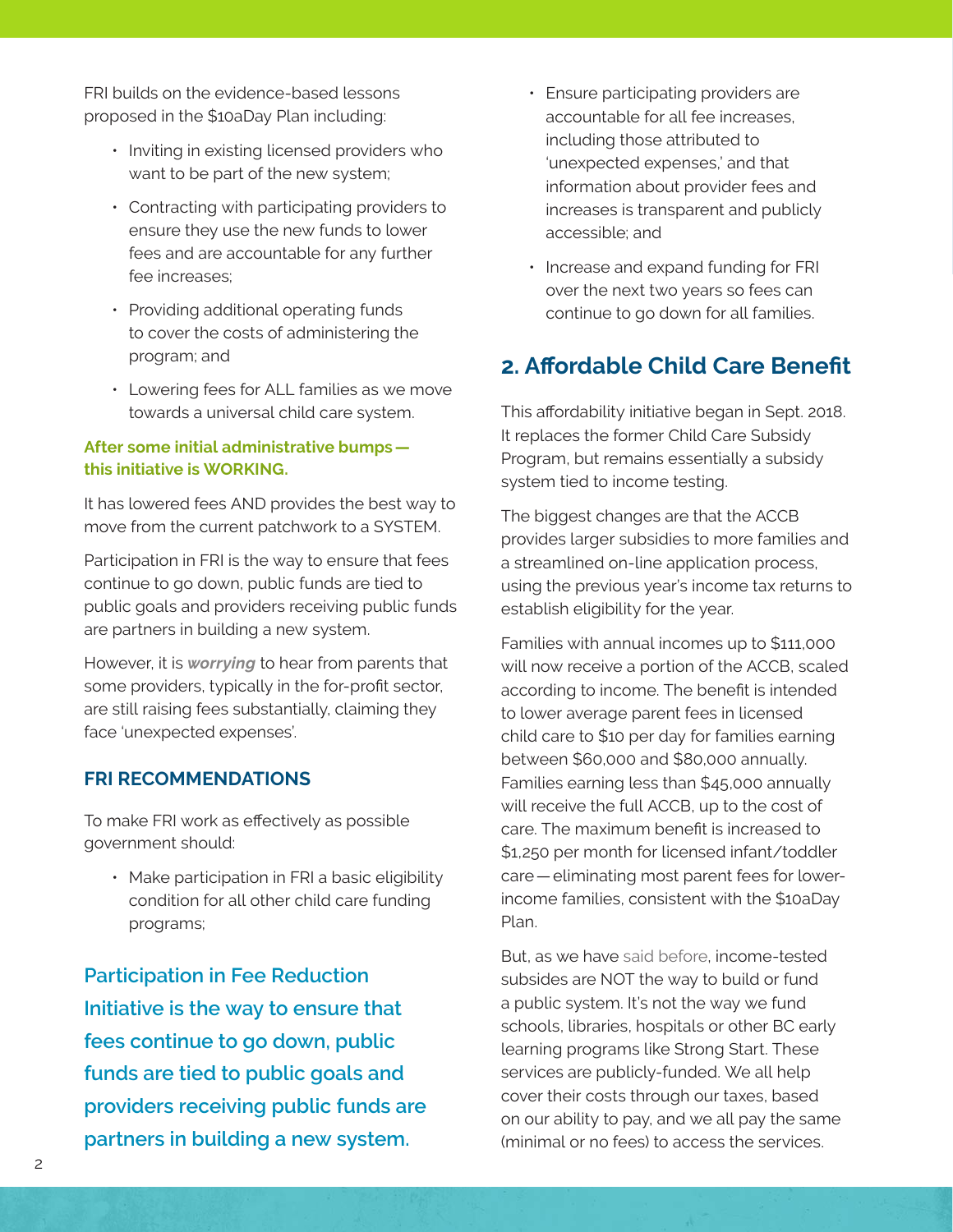FRI builds on the evidence-based lessons proposed in the $10aDay Plan including:

- Inviting in existing licensed providers who want to be part of the new system;
- Contracting with participating providers to ensure they use the new funds to lower fees and are accountable for any further fee increases;
- Providing additional operating funds to cover the costs of administering the program; and
- Lowering fees for ALL families as we move towards a universal child care system.

**After some initial administrative bumps — this initiative is WORKING.**

It has lowered fees AND provides the best way to move from the current patchwork to a SYSTEM.

Participation in FRI is the way to ensure that fees continue to go down, public funds are tied to public goals and providers receiving public funds are partners in building a new system.

However, it is ***worrying*** to hear from parents that some providers, typically in the for-profit sector, are still raising fees substantially, claiming they face 'unexpected expenses'.

### FRI RECOMMENDATIONS

To make FRI work as effectively as possible government should:

- Make participation in FRI a basic eligibility condition for all other child care funding programs;
- Ensure participating providers are accountable for all fee increases, including those attributed to 'unexpected expenses,' and that information about provider fees and increases is transparent and publicly accessible; and
- Increase and expand funding for FRI over the next two years so fees can continue to go down for all families.

**Participation in Fee Reduction Initiative is the way to ensure that fees continue to go down, public funds are tied to public goals and providers receiving public funds are partners in building a new system.**

## 2. Affordable Child Care Benefit

This affordability initiative began in Sept. 2018. It replaces the former Child Care Subsidy Program, but remains essentially a subsidy system tied to income testing.

The biggest changes are that the ACCB provides larger subsidies to more families and a streamlined on-line application process, using the previous year's income tax returns to establish eligibility for the year.

Families with annual incomes up to $111,000 will now receive a portion of the ACCB, scaled according to income. The benefit is intended to lower average parent fees in licensed child care to $10 per day for families earning between $60,000 and $80,000 annually. Families earning less than $45,000 annually will receive the full ACCB, up to the cost of care. The maximum benefit is increased to $1,250 per month for licensed infant/toddler care — eliminating most parent fees for lower-income families, consistent with the $10aDay Plan.

But, as we have said before, income-tested subsides are NOT the way to build or fund a public system. It's not the way we fund schools, libraries, hospitals or other BC early learning programs like Strong Start. These services are publicly-funded. We all help cover their costs through our taxes, based on our ability to pay, and we all pay the same (minimal or no fees) to access the services.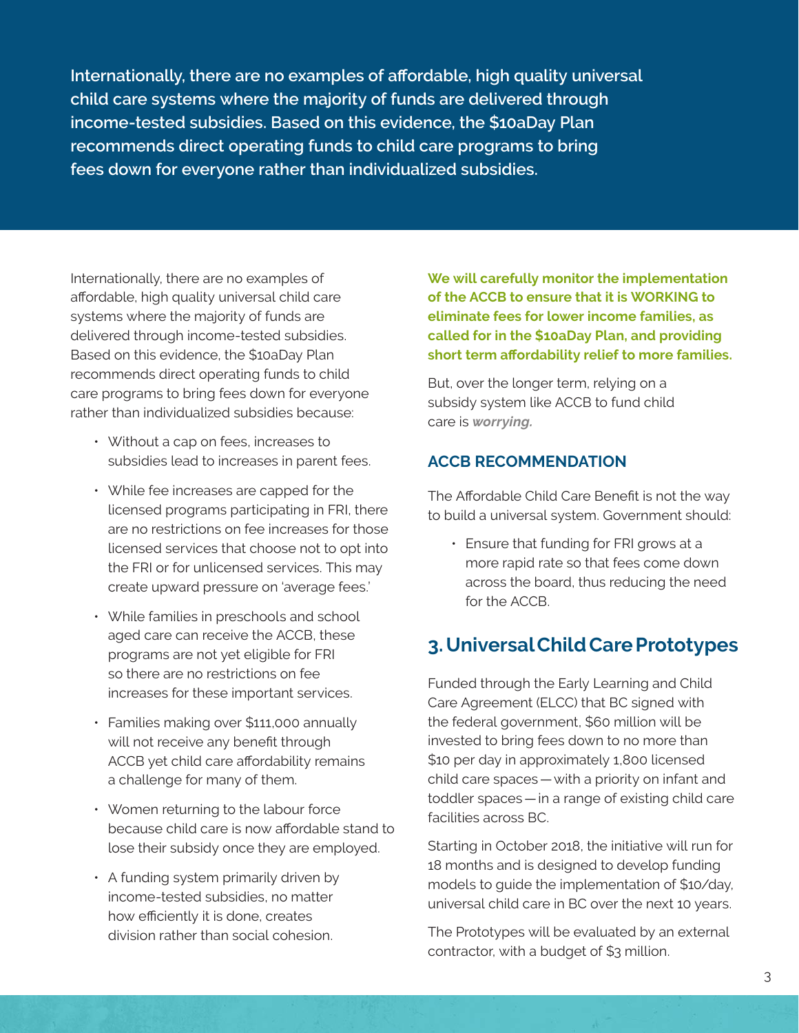**Internationally, there are no examples of affordable, high quality universal child care systems where the majority of funds are delivered through income-tested subsidies. Based on this evidence, the $10aDay Plan recommends direct operating funds to child care programs to bring fees down for everyone rather than individualized subsidies.**

Internationally, there are no examples of affordable, high quality universal child care systems where the majority of funds are delivered through income-tested subsidies. Based on this evidence, the $10aDay Plan recommends direct operating funds to child care programs to bring fees down for everyone rather than individualized subsidies because:

- Without a cap on fees, increases to subsidies lead to increases in parent fees.
- While fee increases are capped for the licensed programs participating in FRI, there are no restrictions on fee increases for those licensed services that choose not to opt into the FRI or for unlicensed services. This may create upward pressure on 'average fees.'
- While families in preschools and school aged care can receive the ACCB, these programs are not yet eligible for FRI so there are no restrictions on fee increases for these important services.
- Families making over $111,000 annually will not receive any benefit through ACCB yet child care affordability remains a challenge for many of them.
- Women returning to the labour force because child care is now affordable stand to lose their subsidy once they are employed.
- A funding system primarily driven by income-tested subsidies, no matter how efficiently it is done, creates division rather than social cohesion.

**We will carefully monitor the implementation of the ACCB to ensure that it is WORKING to eliminate fees for lower income families, as called for in the $10aDay Plan, and providing short term affordability relief to more families.**

But, over the longer term, relying on a subsidy system like ACCB to fund child care is ***worrying.***

### ACCB RECOMMENDATION

The Affordable Child Care Benefit is not the way to build a universal system. Government should:

- Ensure that funding for FRI grows at a more rapid rate so that fees come down across the board, thus reducing the need for the ACCB.

## 3. Universal Child Care Prototypes

Funded through the Early Learning and Child Care Agreement (ELCC) that BC signed with the federal government, $60 million will be invested to bring fees down to no more than $10 per day in approximately 1,800 licensed child care spaces — with a priority on infant and toddler spaces — in a range of existing child care facilities across BC.

Starting in October 2018, the initiative will run for 18 months and is designed to develop funding models to guide the implementation of $10/day, universal child care in BC over the next 10 years.

The Prototypes will be evaluated by an external contractor, with a budget of $3 million.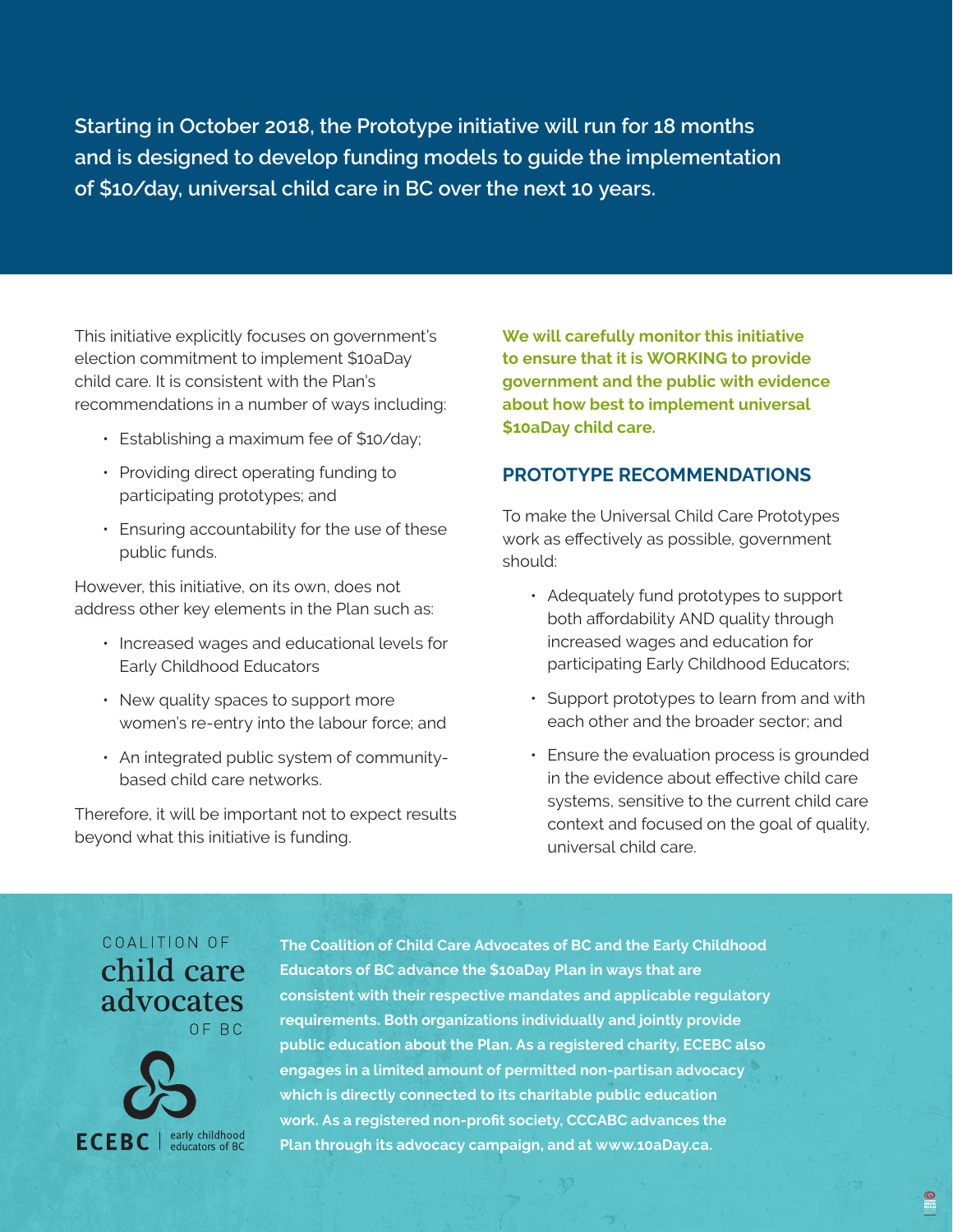**Starting in October 2018, the Prototype initiative will run for 18 months and is designed to develop funding models to guide the implementation of $10/day, universal child care in BC over the next 10 years.**

This initiative explicitly focuses on government's election commitment to implement $10aDay child care. It is consistent with the Plan's recommendations in a number of ways including:

- Establishing a maximum fee of $10/day;
- Providing direct operating funding to participating prototypes; and
- Ensuring accountability for the use of these public funds.

However, this initiative, on its own, does not address other key elements in the Plan such as:

- Increased wages and educational levels for Early Childhood Educators
- New quality spaces to support more women's re-entry into the labour force; and
- An integrated public system of community-based child care networks.

Therefore, it will be important not to expect results beyond what this initiative is funding.

**We will carefully monitor this initiative to ensure that it is WORKING to provide government and the public with evidence about how best to implement universal $10aDay child care.**

## PROTOTYPE RECOMMENDATIONS

To make the Universal Child Care Prototypes work as effectively as possible, government should:

- Adequately fund prototypes to support both affordability AND quality through increased wages and education for participating Early Childhood Educators;
- Support prototypes to learn from and with each other and the broader sector; and
- Ensure the evaluation process is grounded in the evidence about effective child care systems, sensitive to the current child care context and focused on the goal of quality, universal child care.

COALITION OF child care advocates OF BC

ECEBC | early childhood educators of BC

**The Coalition of Child Care Advocates of BC and the Early Childhood Educators of BC advance the $10aDay Plan in ways that are consistent with their respective mandates and applicable regulatory requirements. Both organizations individually and jointly provide public education about the Plan. As a registered charity, ECEBC also engages in a limited amount of permitted non-partisan advocacy which is directly connected to its charitable public education work. As a registered non-profit society, CCCABC advances the Plan through its advocacy campaign, and at www.10aDay.ca.**